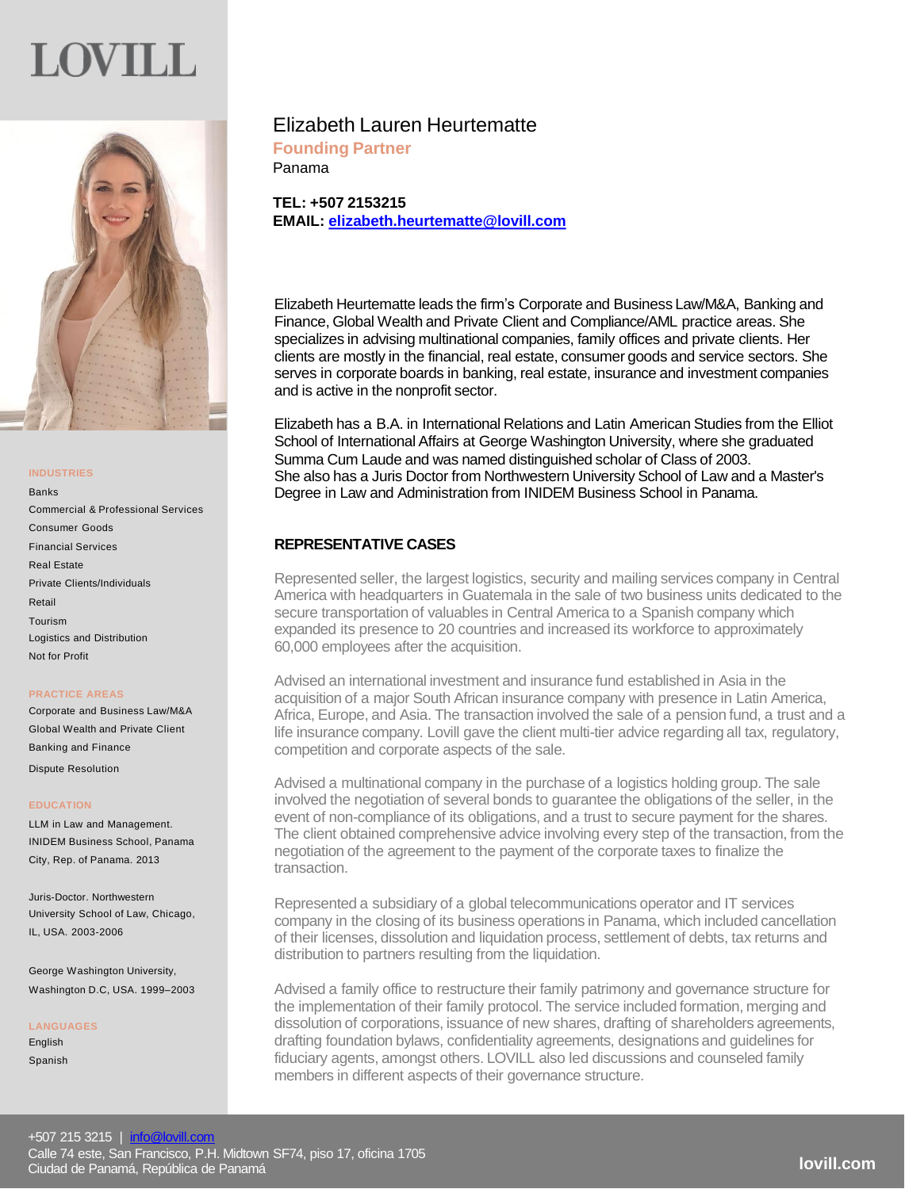LOVILL

# Elizabeth Lauren Heurtematte

**Founding Partner**

Panama

**TEL: +507 2153215**
**EMAIL: elizabeth.heurtematte@lovill.com**

Elizabeth Heurtematte leads the firm's Corporate and Business Law/M&A, Banking and Finance, Global Wealth and Private Client and Compliance/AML practice areas. She specializes in advising multinational companies, family offices and private clients. Her clients are mostly in the financial, real estate, consumer goods and service sectors. She serves in corporate boards in banking, real estate, insurance and investment companies and is active in the nonprofit sector.

Elizabeth has a B.A. in International Relations and Latin American Studies from the Elliot School of International Affairs at George Washington University, where she graduated Summa Cum Laude and was named distinguished scholar of Class of 2003.
She also has a Juris Doctor from Northwestern University School of Law and a Master's Degree in Law and Administration from INIDEM Business School in Panama.

## INDUSTRIES

- Banks
- Commercial & Professional Services
- Consumer Goods
- Financial Services
- Real Estate
- Private Clients/Individuals
- Retail
- Tourism
- Logistics and Distribution
- Not for Profit

## PRACTICE AREAS

- Corporate and Business Law/M&A
- Global Wealth and Private Client
- Banking and Finance
- Dispute Resolution

## EDUCATION

LLM in Law and Management. INIDEM Business School, Panama City, Rep. of Panama. 2013

Juris-Doctor. Northwestern University School of Law, Chicago, IL, USA. 2003-2006

George Washington University, Washington D.C, USA. 1999–2003

## LANGUAGES

- English
- Spanish

## REPRESENTATIVE CASES

Represented seller, the largest logistics, security and mailing services company in Central America with headquarters in Guatemala in the sale of two business units dedicated to the secure transportation of valuables in Central America to a Spanish company which expanded its presence to 20 countries and increased its workforce to approximately 60,000 employees after the acquisition.

Advised an international investment and insurance fund established in Asia in the acquisition of a major South African insurance company with presence in Latin America, Africa, Europe, and Asia. The transaction involved the sale of a pension fund, a trust and a life insurance company. Lovill gave the client multi-tier advice regarding all tax, regulatory, competition and corporate aspects of the sale.

Advised a multinational company in the purchase of a logistics holding group. The sale involved the negotiation of several bonds to guarantee the obligations of the seller, in the event of non-compliance of its obligations, and a trust to secure payment for the shares. The client obtained comprehensive advice involving every step of the transaction, from the negotiation of the agreement to the payment of the corporate taxes to finalize the transaction.

Represented a subsidiary of a global telecommunications operator and IT services company in the closing of its business operations in Panama, which included cancellation of their licenses, dissolution and liquidation process, settlement of debts, tax returns and distribution to partners resulting from the liquidation.

Advised a family office to restructure their family patrimony and governance structure for the implementation of their family protocol. The service included formation, merging and dissolution of corporations, issuance of new shares, drafting of shareholders agreements, drafting foundation bylaws, confidentiality agreements, designations and guidelines for fiduciary agents, amongst others. LOVILL also led discussions and counseled family members in different aspects of their governance structure.

+507 215 3215 | info@lovill.com
Calle 74 este, San Francisco, P.H. Midtown SF74, piso 17, oficina 1705
Ciudad de Panamá, República de Panamá

lovill.com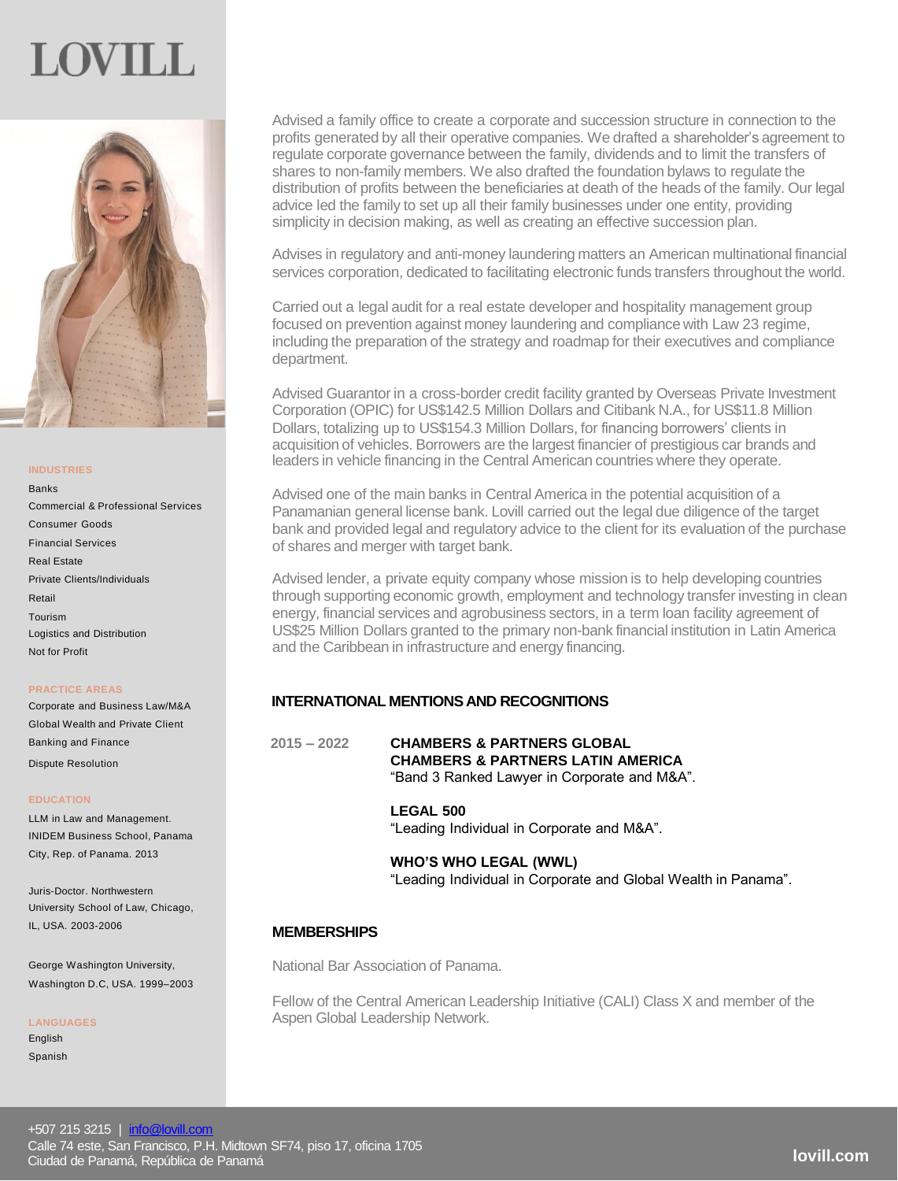# LOVILL

Advised a family office to create a corporate and succession structure in connection to the profits generated by all their operative companies. We drafted a shareholder's agreement to regulate corporate governance between the family, dividends and to limit the transfers of shares to non-family members. We also drafted the foundation bylaws to regulate the distribution of profits between the beneficiaries at death of the heads of the family. Our legal advice led the family to set up all their family businesses under one entity, providing simplicity in decision making, as well as creating an effective succession plan.

Advises in regulatory and anti-money laundering matters an American multinational financial services corporation, dedicated to facilitating electronic funds transfers throughout the world.

Carried out a legal audit for a real estate developer and hospitality management group focused on prevention against money laundering and compliance with Law 23 regime, including the preparation of the strategy and roadmap for their executives and compliance department.

Advised Guarantor in a cross-border credit facility granted by Overseas Private Investment Corporation (OPIC) for US$142.5 Million Dollars and Citibank N.A., for US$11.8 Million Dollars, totalizing up to US$154.3 Million Dollars, for financing borrowers' clients in acquisition of vehicles. Borrowers are the largest financier of prestigious car brands and leaders in vehicle financing in the Central American countries where they operate.

Advised one of the main banks in Central America in the potential acquisition of a Panamanian general license bank. Lovill carried out the legal due diligence of the target bank and provided legal and regulatory advice to the client for its evaluation of the purchase of shares and merger with target bank.

Advised lender, a private equity company whose mission is to help developing countries through supporting economic growth, employment and technology transfer investing in clean energy, financial services and agrobusiness sectors, in a term loan facility agreement of US$25 Million Dollars granted to the primary non-bank financial institution in Latin America and the Caribbean in infrastructure and energy financing.

## INTERNATIONAL MENTIONS AND RECOGNITIONS

**2015 – 2022**

**CHAMBERS & PARTNERS GLOBAL**
**CHAMBERS & PARTNERS LATIN AMERICA**
"Band 3 Ranked Lawyer in Corporate and M&A".

**LEGAL 500**
"Leading Individual in Corporate and M&A".

**WHO'S WHO LEGAL (WWL)**
"Leading Individual in Corporate and Global Wealth in Panama".

## MEMBERSHIPS

National Bar Association of Panama.

Fellow of the Central American Leadership Initiative (CALI) Class X and member of the Aspen Global Leadership Network.

### INDUSTRIES

- Banks
- Commercial & Professional Services
- Consumer Goods
- Financial Services
- Real Estate
- Private Clients/Individuals
- Retail
- Tourism
- Logistics and Distribution
- Not for Profit

### PRACTICE AREAS

- Corporate and Business Law/M&A
- Global Wealth and Private Client
- Banking and Finance
- Dispute Resolution

### EDUCATION

LLM in Law and Management. INIDEM Business School, Panama City, Rep. of Panama. 2013

Juris-Doctor. Northwestern University School of Law, Chicago, IL, USA. 2003-2006

George Washington University, Washington D.C, USA. 1999–2003

### LANGUAGES

- English
- Spanish

+507 215 3215 | info@lovill.com
Calle 74 este, San Francisco, P.H. Midtown SF74, piso 17, oficina 1705
Ciudad de Panamá, República de Panamá

lovill.com